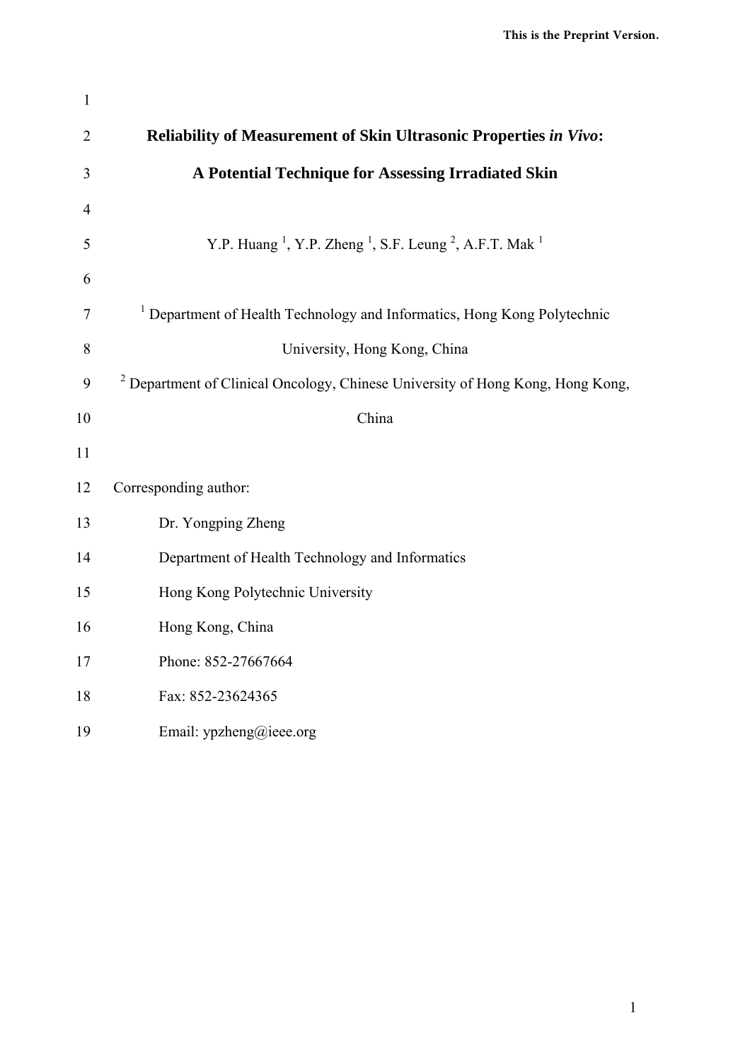# Reliability of Measurement of Skin Ultrasonic Properties *in Vivo*: A Potential Technique for Assessing Irradiated Skin

Y.P. Huang [1], Y.P. Zheng [1], S.F. Leung [2], A.F.T. Mak [1]

[1] Department of Health Technology and Informatics, Hong Kong Polytechnic University, Hong Kong, China

[2] Department of Clinical Oncology, Chinese University of Hong Kong, Hong Kong, China

Corresponding author:

Dr. Yongping Zheng

Department of Health Technology and Informatics

Hong Kong Polytechnic University

Hong Kong, China

Phone: 852-27667664

Fax: 852-23624365

Email: ypzheng@ieee.org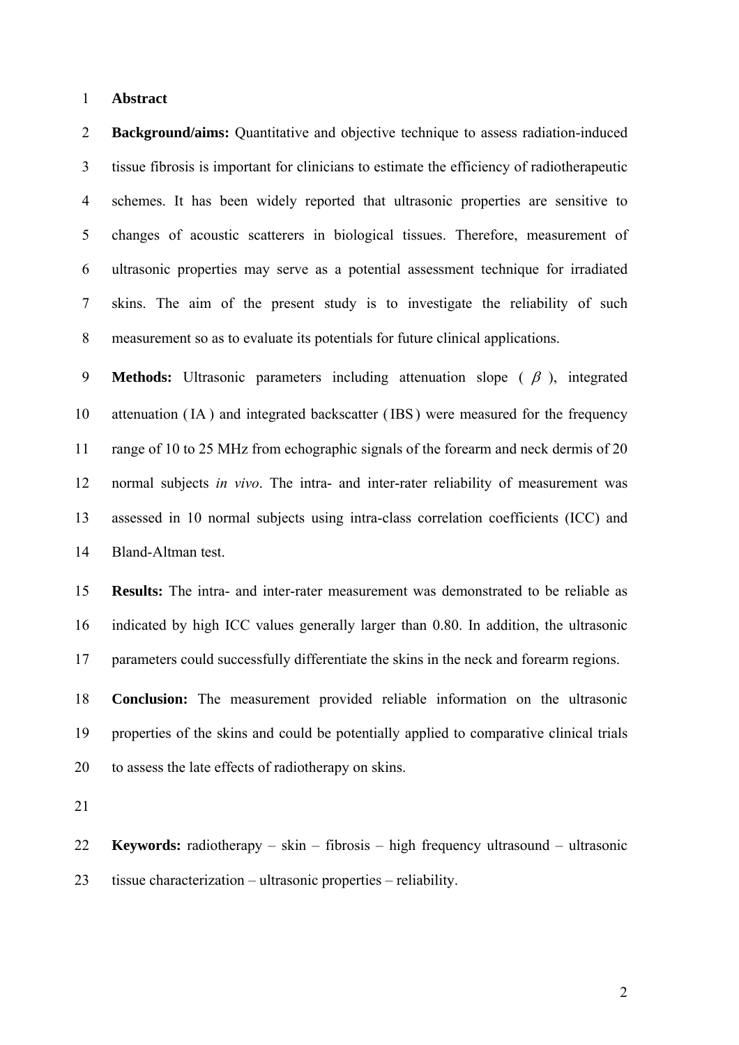# Abstract

**Background/aims:** Quantitative and objective technique to assess radiation-induced tissue fibrosis is important for clinicians to estimate the efficiency of radiotherapeutic schemes. It has been widely reported that ultrasonic properties are sensitive to changes of acoustic scatterers in biological tissues. Therefore, measurement of ultrasonic properties may serve as a potential assessment technique for irradiated skins. The aim of the present study is to investigate the reliability of such measurement so as to evaluate its potentials for future clinical applications.

**Methods:** Ultrasonic parameters including attenuation slope ( $\beta$ ), integrated attenuation ( $IA$ ) and integrated backscatter ( $IBS$ ) were measured for the frequency range of 10 to 25 MHz from echographic signals of the forearm and neck dermis of 20 normal subjects *in vivo*. The intra- and inter-rater reliability of measurement was assessed in 10 normal subjects using intra-class correlation coefficients (ICC) and Bland-Altman test.

**Results:** The intra- and inter-rater measurement was demonstrated to be reliable as indicated by high ICC values generally larger than 0.80. In addition, the ultrasonic parameters could successfully differentiate the skins in the neck and forearm regions.

**Conclusion:** The measurement provided reliable information on the ultrasonic properties of the skins and could be potentially applied to comparative clinical trials to assess the late effects of radiotherapy on skins.

**Keywords:** radiotherapy – skin – fibrosis – high frequency ultrasound – ultrasonic tissue characterization – ultrasonic properties – reliability.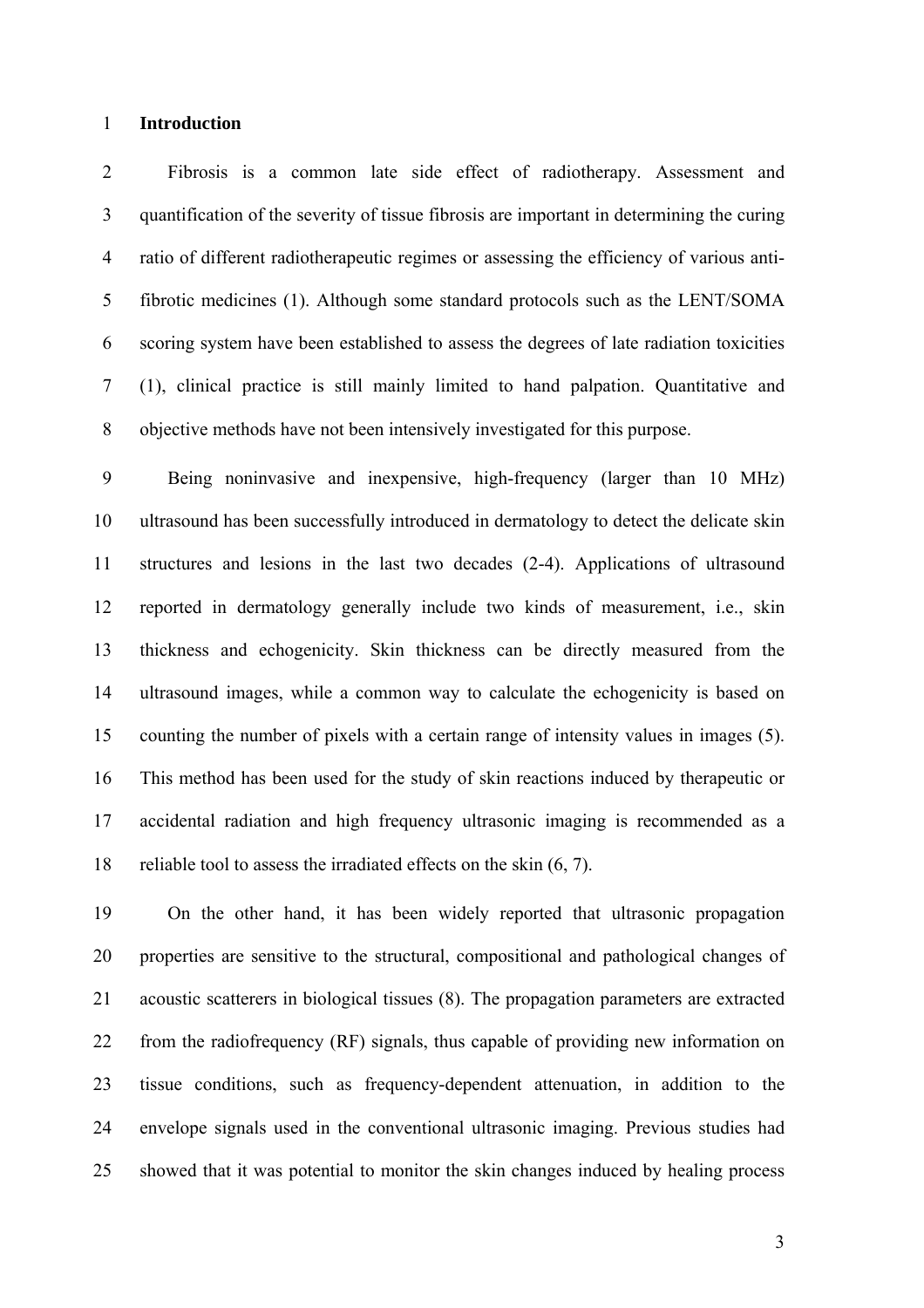## Introduction

Fibrosis is a common late side effect of radiotherapy. Assessment and quantification of the severity of tissue fibrosis are important in determining the curing ratio of different radiotherapeutic regimes or assessing the efficiency of various anti-fibrotic medicines (1). Although some standard protocols such as the LENT/SOMA scoring system have been established to assess the degrees of late radiation toxicities (1), clinical practice is still mainly limited to hand palpation. Quantitative and objective methods have not been intensively investigated for this purpose.

Being noninvasive and inexpensive, high-frequency (larger than 10 MHz) ultrasound has been successfully introduced in dermatology to detect the delicate skin structures and lesions in the last two decades (2-4). Applications of ultrasound reported in dermatology generally include two kinds of measurement, i.e., skin thickness and echogenicity. Skin thickness can be directly measured from the ultrasound images, while a common way to calculate the echogenicity is based on counting the number of pixels with a certain range of intensity values in images (5). This method has been used for the study of skin reactions induced by therapeutic or accidental radiation and high frequency ultrasonic imaging is recommended as a reliable tool to assess the irradiated effects on the skin (6, 7).

On the other hand, it has been widely reported that ultrasonic propagation properties are sensitive to the structural, compositional and pathological changes of acoustic scatterers in biological tissues (8). The propagation parameters are extracted from the radiofrequency (RF) signals, thus capable of providing new information on tissue conditions, such as frequency-dependent attenuation, in addition to the envelope signals used in the conventional ultrasonic imaging. Previous studies had showed that it was potential to monitor the skin changes induced by healing process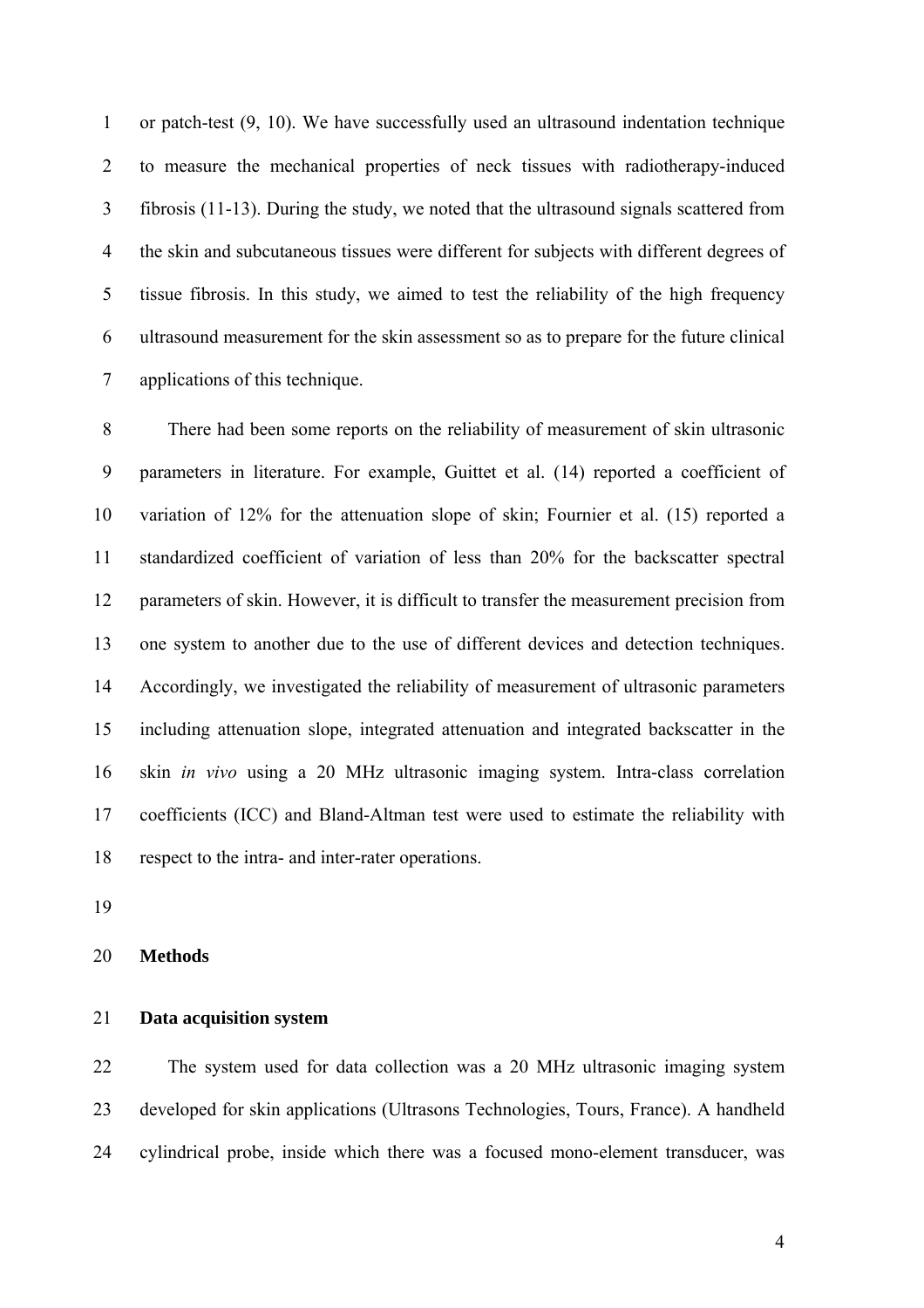or patch-test (9, 10). We have successfully used an ultrasound indentation technique to measure the mechanical properties of neck tissues with radiotherapy-induced fibrosis (11-13). During the study, we noted that the ultrasound signals scattered from the skin and subcutaneous tissues were different for subjects with different degrees of tissue fibrosis. In this study, we aimed to test the reliability of the high frequency ultrasound measurement for the skin assessment so as to prepare for the future clinical applications of this technique.

There had been some reports on the reliability of measurement of skin ultrasonic parameters in literature. For example, Guittet et al. (14) reported a coefficient of variation of 12% for the attenuation slope of skin; Fournier et al. (15) reported a standardized coefficient of variation of less than 20% for the backscatter spectral parameters of skin. However, it is difficult to transfer the measurement precision from one system to another due to the use of different devices and detection techniques. Accordingly, we investigated the reliability of measurement of ultrasonic parameters including attenuation slope, integrated attenuation and integrated backscatter in the skin *in vivo* using a 20 MHz ultrasonic imaging system. Intra-class correlation coefficients (ICC) and Bland-Altman test were used to estimate the reliability with respect to the intra- and inter-rater operations.

## Methods

### Data acquisition system

The system used for data collection was a 20 MHz ultrasonic imaging system developed for skin applications (Ultrasons Technologies, Tours, France). A handheld cylindrical probe, inside which there was a focused mono-element transducer, was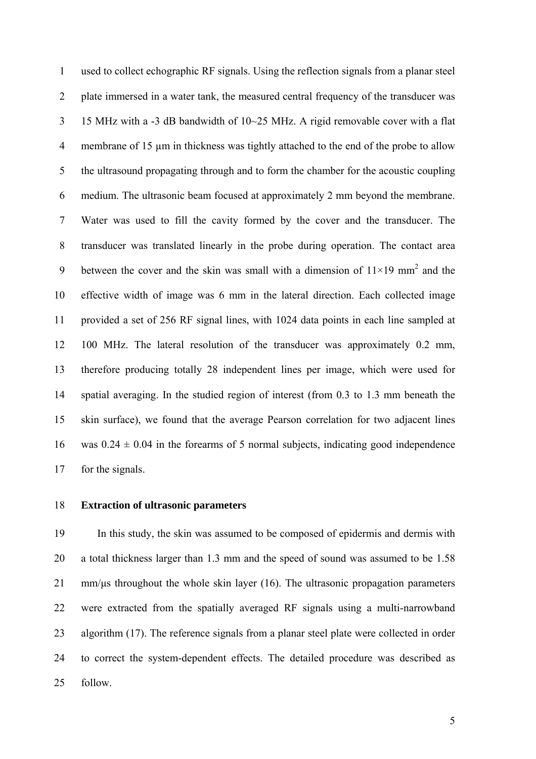used to collect echographic RF signals. Using the reflection signals from a planar steel plate immersed in a water tank, the measured central frequency of the transducer was 15 MHz with a -3 dB bandwidth of 10~25 MHz. A rigid removable cover with a flat membrane of 15 μm in thickness was tightly attached to the end of the probe to allow the ultrasound propagating through and to form the chamber for the acoustic coupling medium. The ultrasonic beam focused at approximately 2 mm beyond the membrane. Water was used to fill the cavity formed by the cover and the transducer. The transducer was translated linearly in the probe during operation. The contact area between the cover and the skin was small with a dimension of $11 \times 19$ mm$^2$ and the effective width of image was 6 mm in the lateral direction. Each collected image provided a set of 256 RF signal lines, with 1024 data points in each line sampled at 100 MHz. The lateral resolution of the transducer was approximately 0.2 mm, therefore producing totally 28 independent lines per image, which were used for spatial averaging. In the studied region of interest (from 0.3 to 1.3 mm beneath the skin surface), we found that the average Pearson correlation for two adjacent lines was $0.24 \pm 0.04$ in the forearms of 5 normal subjects, indicating good independence for the signals.

**Extraction of ultrasonic parameters**

In this study, the skin was assumed to be composed of epidermis and dermis with a total thickness larger than 1.3 mm and the speed of sound was assumed to be 1.58 mm/μs throughout the whole skin layer (16). The ultrasonic propagation parameters were extracted from the spatially averaged RF signals using a multi-narrowband algorithm (17). The reference signals from a planar steel plate were collected in order to correct the system-dependent effects. The detailed procedure was described as follow.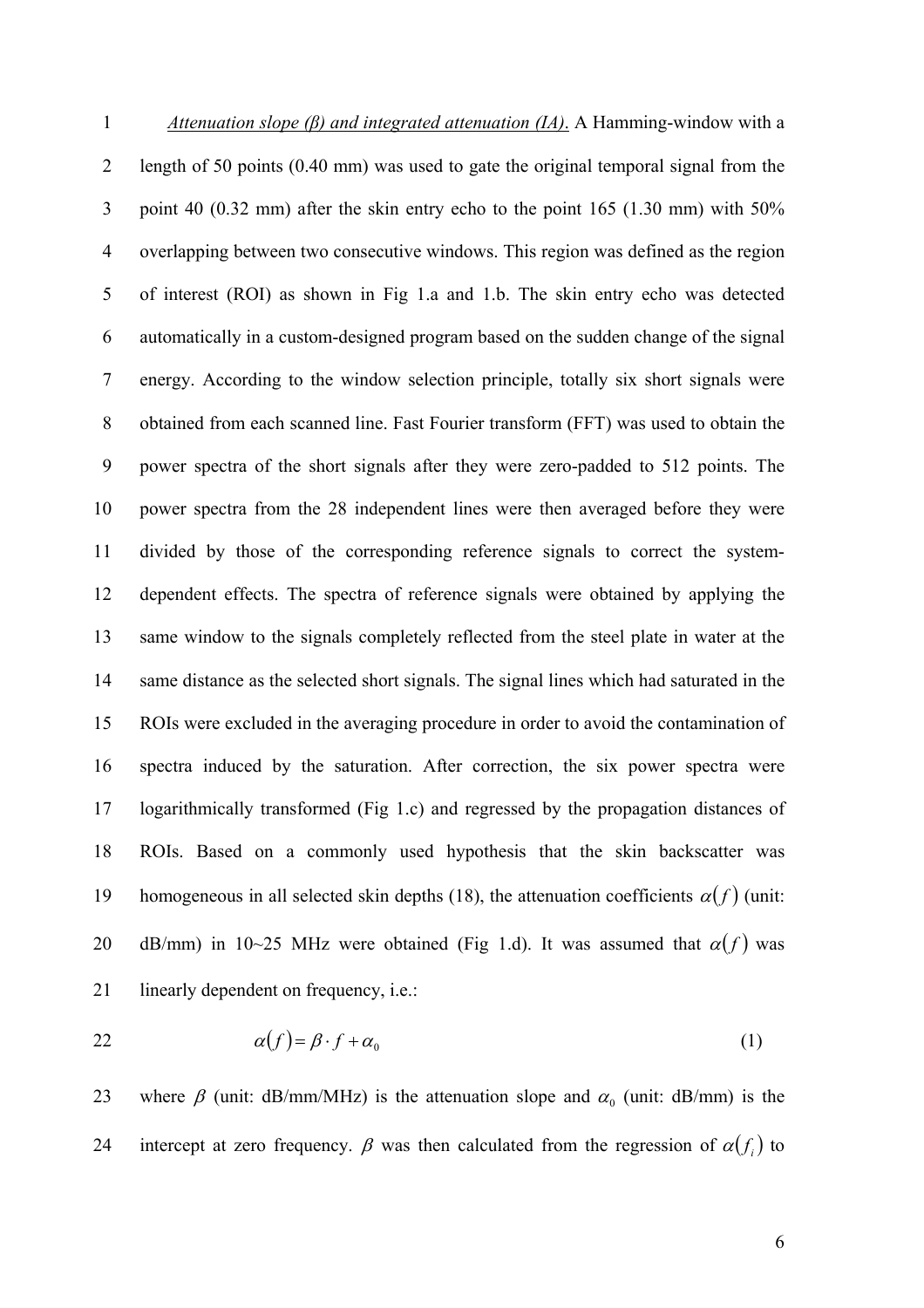*Attenuation slope (β) and integrated attenuation (IA).* A Hamming-window with a length of 50 points (0.40 mm) was used to gate the original temporal signal from the point 40 (0.32 mm) after the skin entry echo to the point 165 (1.30 mm) with 50% overlapping between two consecutive windows. This region was defined as the region of interest (ROI) as shown in Fig 1.a and 1.b. The skin entry echo was detected automatically in a custom-designed program based on the sudden change of the signal energy. According to the window selection principle, totally six short signals were obtained from each scanned line. Fast Fourier transform (FFT) was used to obtain the power spectra of the short signals after they were zero-padded to 512 points. The power spectra from the 28 independent lines were then averaged before they were divided by those of the corresponding reference signals to correct the system-dependent effects. The spectra of reference signals were obtained by applying the same window to the signals completely reflected from the steel plate in water at the same distance as the selected short signals. The signal lines which had saturated in the ROIs were excluded in the averaging procedure in order to avoid the contamination of spectra induced by the saturation. After correction, the six power spectra were logarithmically transformed (Fig 1.c) and regressed by the propagation distances of ROIs. Based on a commonly used hypothesis that the skin backscatter was homogeneous in all selected skin depths (18), the attenuation coefficients $\alpha(f)$ (unit: dB/mm) in 10~25 MHz were obtained (Fig 1.d). It was assumed that $\alpha(f)$ was linearly dependent on frequency, i.e.:

$$\alpha(f) = \beta \cdot f + \alpha_0 \tag{1}$$

where $\beta$ (unit: dB/mm/MHz) is the attenuation slope and $\alpha_0$ (unit: dB/mm) is the intercept at zero frequency. $\beta$ was then calculated from the regression of $\alpha(f_i)$ to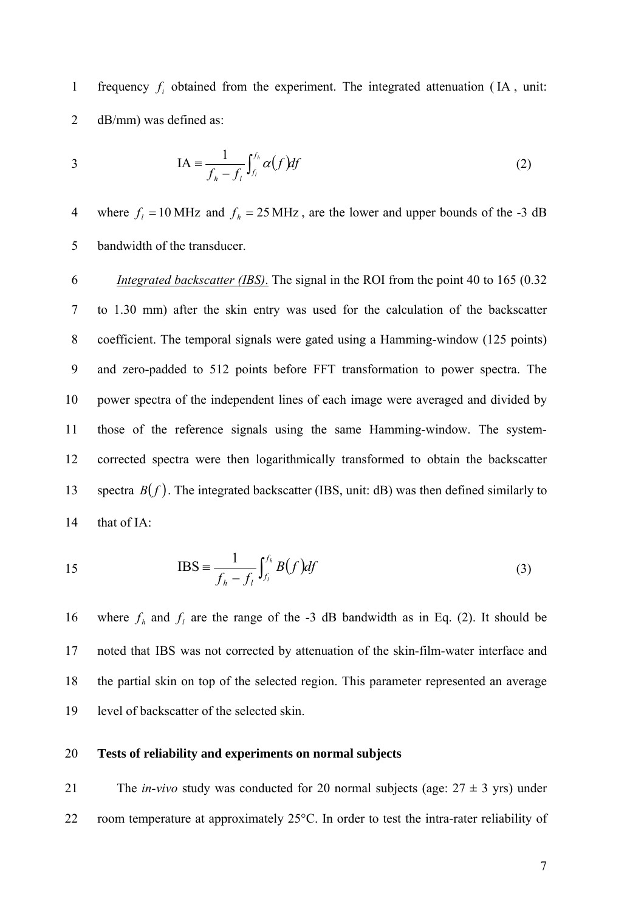frequency $f_i$ obtained from the experiment. The integrated attenuation (IA, unit: dB/mm) was defined as:

$$\mathrm{IA} \equiv \frac{1}{f_h - f_l} \int_{f_l}^{f_h} \alpha(f) df \tag{2}$$

where $f_l = 10\,\mathrm{MHz}$ and $f_h = 25\,\mathrm{MHz}$, are the lower and upper bounds of the -3 dB bandwidth of the transducer.

*Integrated backscatter (IBS)*. The signal in the ROI from the point 40 to 165 (0.32 to 1.30 mm) after the skin entry was used for the calculation of the backscatter coefficient. The temporal signals were gated using a Hamming-window (125 points) and zero-padded to 512 points before FFT transformation to power spectra. The power spectra of the independent lines of each image were averaged and divided by those of the reference signals using the same Hamming-window. The system-corrected spectra were then logarithmically transformed to obtain the backscatter spectra $B(f)$. The integrated backscatter (IBS, unit: dB) was then defined similarly to that of IA:

$$\mathrm{IBS} \equiv \frac{1}{f_h - f_l} \int_{f_l}^{f_h} B(f) df \tag{3}$$

where $f_h$ and $f_l$ are the range of the -3 dB bandwidth as in Eq. (2). It should be noted that IBS was not corrected by attenuation of the skin-film-water interface and the partial skin on top of the selected region. This parameter represented an average level of backscatter of the selected skin.

**Tests of reliability and experiments on normal subjects**

The *in-vivo* study was conducted for 20 normal subjects (age: 27 ± 3 yrs) under room temperature at approximately 25°C. In order to test the intra-rater reliability of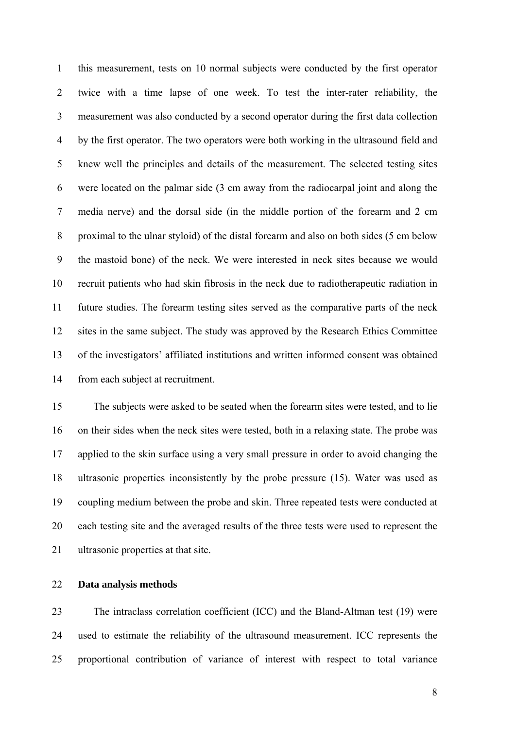this measurement, tests on 10 normal subjects were conducted by the first operator twice with a time lapse of one week. To test the inter-rater reliability, the measurement was also conducted by a second operator during the first data collection by the first operator. The two operators were both working in the ultrasound field and knew well the principles and details of the measurement. The selected testing sites were located on the palmar side (3 cm away from the radiocarpal joint and along the media nerve) and the dorsal side (in the middle portion of the forearm and 2 cm proximal to the ulnar styloid) of the distal forearm and also on both sides (5 cm below the mastoid bone) of the neck. We were interested in neck sites because we would recruit patients who had skin fibrosis in the neck due to radiotherapeutic radiation in future studies. The forearm testing sites served as the comparative parts of the neck sites in the same subject. The study was approved by the Research Ethics Committee of the investigators' affiliated institutions and written informed consent was obtained from each subject at recruitment.

The subjects were asked to be seated when the forearm sites were tested, and to lie on their sides when the neck sites were tested, both in a relaxing state. The probe was applied to the skin surface using a very small pressure in order to avoid changing the ultrasonic properties inconsistently by the probe pressure (15). Water was used as coupling medium between the probe and skin. Three repeated tests were conducted at each testing site and the averaged results of the three tests were used to represent the ultrasonic properties at that site.

### Data analysis methods

The intraclass correlation coefficient (ICC) and the Bland-Altman test (19) were used to estimate the reliability of the ultrasound measurement. ICC represents the proportional contribution of variance of interest with respect to total variance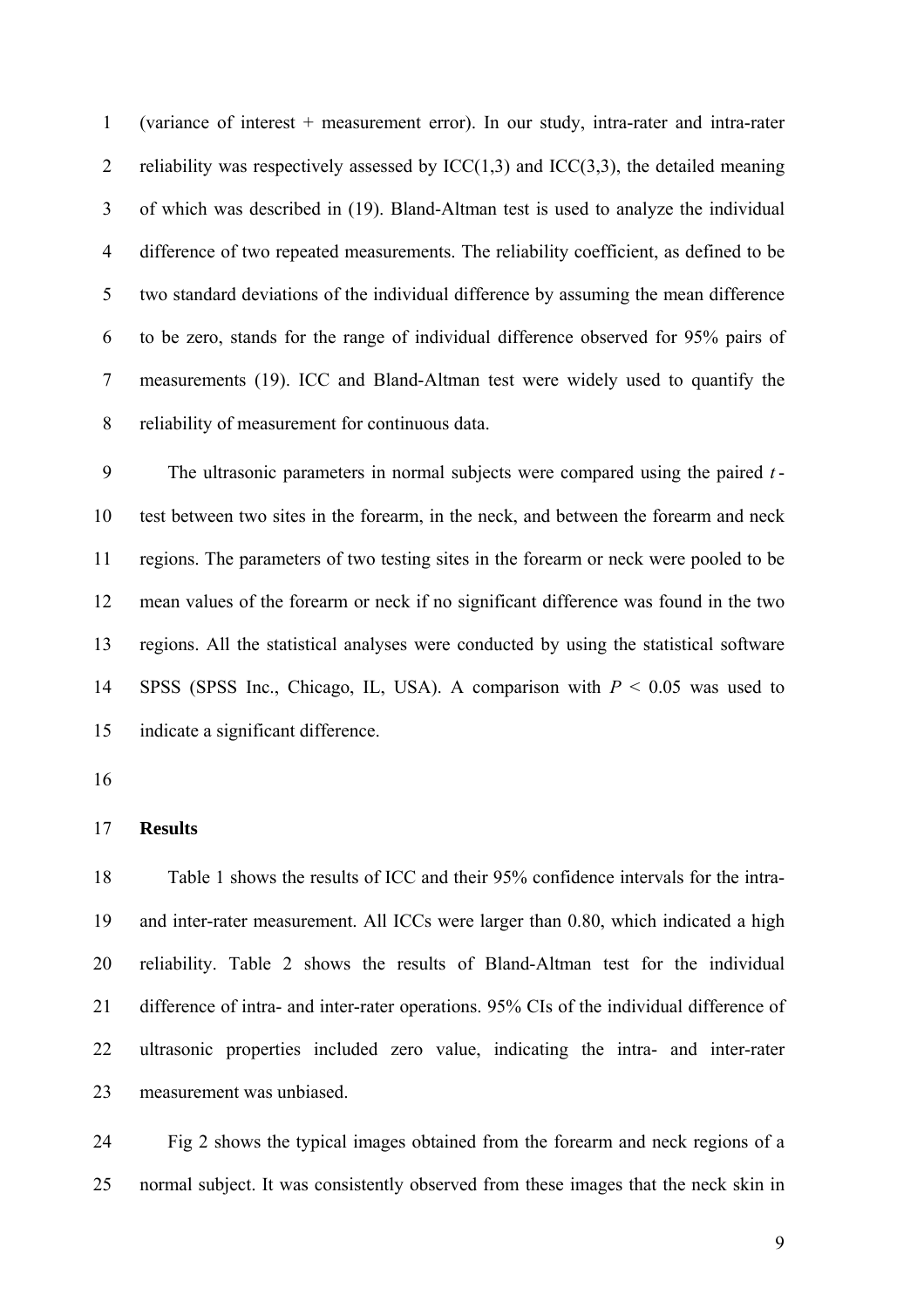(variance of interest + measurement error). In our study, intra-rater and intra-rater reliability was respectively assessed by ICC(1,3) and ICC(3,3), the detailed meaning of which was described in (19). Bland-Altman test is used to analyze the individual difference of two repeated measurements. The reliability coefficient, as defined to be two standard deviations of the individual difference by assuming the mean difference to be zero, stands for the range of individual difference observed for 95% pairs of measurements (19). ICC and Bland-Altman test were widely used to quantify the reliability of measurement for continuous data.

The ultrasonic parameters in normal subjects were compared using the paired *t*-test between two sites in the forearm, in the neck, and between the forearm and neck regions. The parameters of two testing sites in the forearm or neck were pooled to be mean values of the forearm or neck if no significant difference was found in the two regions. All the statistical analyses were conducted by using the statistical software SPSS (SPSS Inc., Chicago, IL, USA). A comparison with $P < 0.05$ was used to indicate a significant difference.

## Results

Table 1 shows the results of ICC and their 95% confidence intervals for the intra- and inter-rater measurement. All ICCs were larger than 0.80, which indicated a high reliability. Table 2 shows the results of Bland-Altman test for the individual difference of intra- and inter-rater operations. 95% CIs of the individual difference of ultrasonic properties included zero value, indicating the intra- and inter-rater measurement was unbiased.

Fig 2 shows the typical images obtained from the forearm and neck regions of a normal subject. It was consistently observed from these images that the neck skin in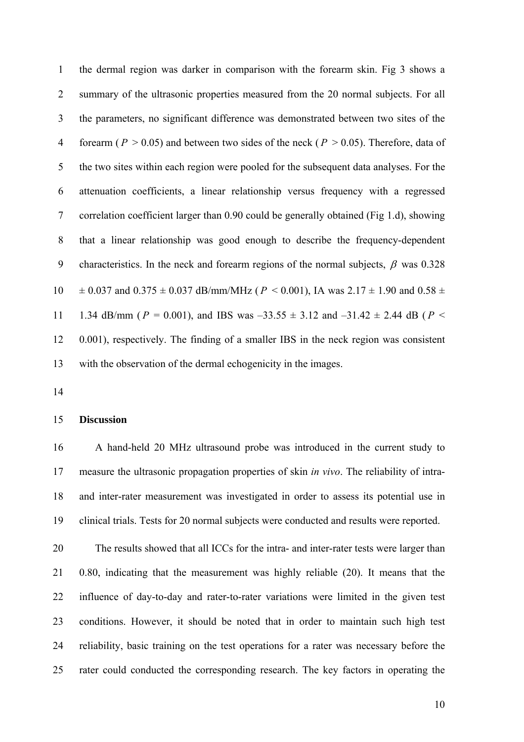the dermal region was darker in comparison with the forearm skin. Fig 3 shows a summary of the ultrasonic properties measured from the 20 normal subjects. For all the parameters, no significant difference was demonstrated between two sites of the forearm ($P > 0.05$) and between two sides of the neck ($P > 0.05$). Therefore, data of the two sites within each region were pooled for the subsequent data analyses. For the attenuation coefficients, a linear relationship versus frequency with a regressed correlation coefficient larger than 0.90 could be generally obtained (Fig 1.d), showing that a linear relationship was good enough to describe the frequency-dependent characteristics. In the neck and forearm regions of the normal subjects, $\beta$ was 0.328 ± 0.037 and 0.375 ± 0.037 dB/mm/MHz ($P < 0.001$), IA was 2.17 ± 1.90 and 0.58 ± 1.34 dB/mm ($P = 0.001$), and IBS was –33.55 ± 3.12 and –31.42 ± 2.44 dB ($P < 0.001$), respectively. The finding of a smaller IBS in the neck region was consistent with the observation of the dermal echogenicity in the images.

## Discussion

A hand-held 20 MHz ultrasound probe was introduced in the current study to measure the ultrasonic propagation properties of skin *in vivo*. The reliability of intra- and inter-rater measurement was investigated in order to assess its potential use in clinical trials. Tests for 20 normal subjects were conducted and results were reported.

The results showed that all ICCs for the intra- and inter-rater tests were larger than 0.80, indicating that the measurement was highly reliable (20). It means that the influence of day-to-day and rater-to-rater variations were limited in the given test conditions. However, it should be noted that in order to maintain such high test reliability, basic training on the test operations for a rater was necessary before the rater could conducted the corresponding research. The key factors in operating the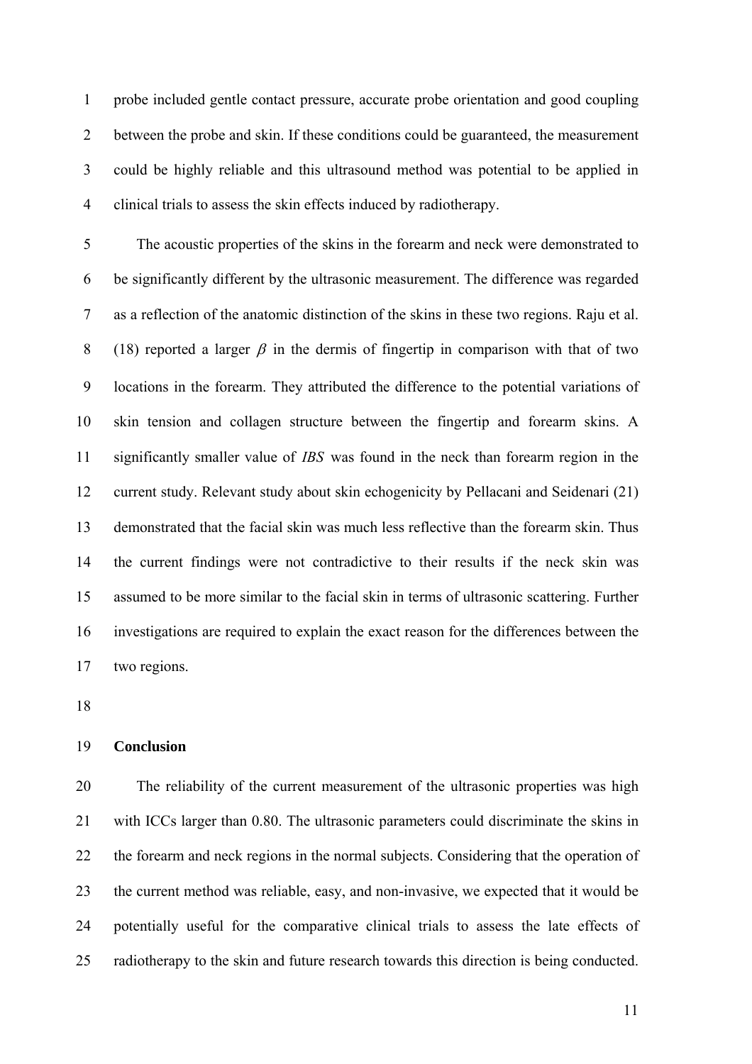probe included gentle contact pressure, accurate probe orientation and good coupling between the probe and skin. If these conditions could be guaranteed, the measurement could be highly reliable and this ultrasound method was potential to be applied in clinical trials to assess the skin effects induced by radiotherapy.

The acoustic properties of the skins in the forearm and neck were demonstrated to be significantly different by the ultrasonic measurement. The difference was regarded as a reflection of the anatomic distinction of the skins in these two regions. Raju et al. (18) reported a larger $\beta$ in the dermis of fingertip in comparison with that of two locations in the forearm. They attributed the difference to the potential variations of skin tension and collagen structure between the fingertip and forearm skins. A significantly smaller value of *IBS* was found in the neck than forearm region in the current study. Relevant study about skin echogenicity by Pellacani and Seidenari (21) demonstrated that the facial skin was much less reflective than the forearm skin. Thus the current findings were not contradictive to their results if the neck skin was assumed to be more similar to the facial skin in terms of ultrasonic scattering. Further investigations are required to explain the exact reason for the differences between the two regions.

## Conclusion

The reliability of the current measurement of the ultrasonic properties was high with ICCs larger than 0.80. The ultrasonic parameters could discriminate the skins in the forearm and neck regions in the normal subjects. Considering that the operation of the current method was reliable, easy, and non-invasive, we expected that it would be potentially useful for the comparative clinical trials to assess the late effects of radiotherapy to the skin and future research towards this direction is being conducted.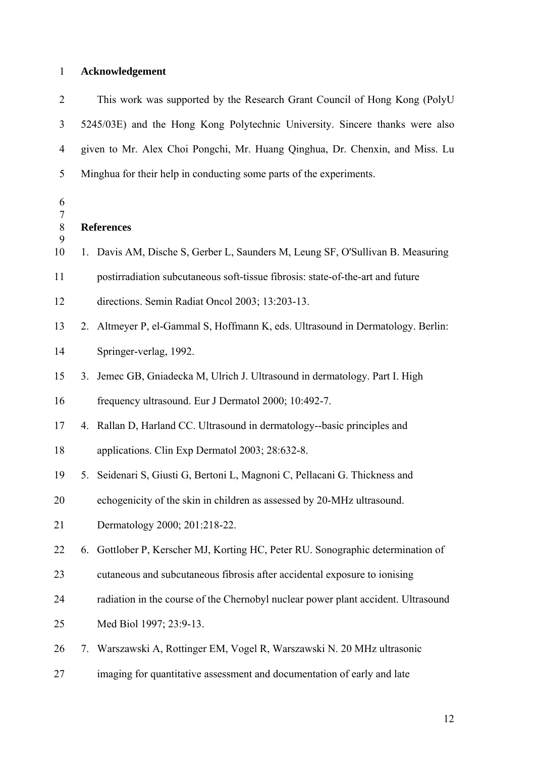## Acknowledgement

This work was supported by the Research Grant Council of Hong Kong (PolyU 5245/03E) and the Hong Kong Polytechnic University. Sincere thanks were also given to Mr. Alex Choi Pongchi, Mr. Huang Qinghua, Dr. Chenxin, and Miss. Lu Minghua for their help in conducting some parts of the experiments.

## References

1. Davis AM, Dische S, Gerber L, Saunders M, Leung SF, O'Sullivan B. Measuring postirradiation subcutaneous soft-tissue fibrosis: state-of-the-art and future directions. Semin Radiat Oncol 2003; 13:203-13.
2. Altmeyer P, el-Gammal S, Hoffmann K, eds. Ultrasound in Dermatology. Berlin: Springer-verlag, 1992.
3. Jemec GB, Gniadecka M, Ulrich J. Ultrasound in dermatology. Part I. High frequency ultrasound. Eur J Dermatol 2000; 10:492-7.
4. Rallan D, Harland CC. Ultrasound in dermatology--basic principles and applications. Clin Exp Dermatol 2003; 28:632-8.
5. Seidenari S, Giusti G, Bertoni L, Magnoni C, Pellacani G. Thickness and echogenicity of the skin in children as assessed by 20-MHz ultrasound. Dermatology 2000; 201:218-22.
6. Gottlober P, Kerscher MJ, Korting HC, Peter RU. Sonographic determination of cutaneous and subcutaneous fibrosis after accidental exposure to ionising radiation in the course of the Chernobyl nuclear power plant accident. Ultrasound Med Biol 1997; 23:9-13.
7. Warszawski A, Rottinger EM, Vogel R, Warszawski N. 20 MHz ultrasonic imaging for quantitative assessment and documentation of early and late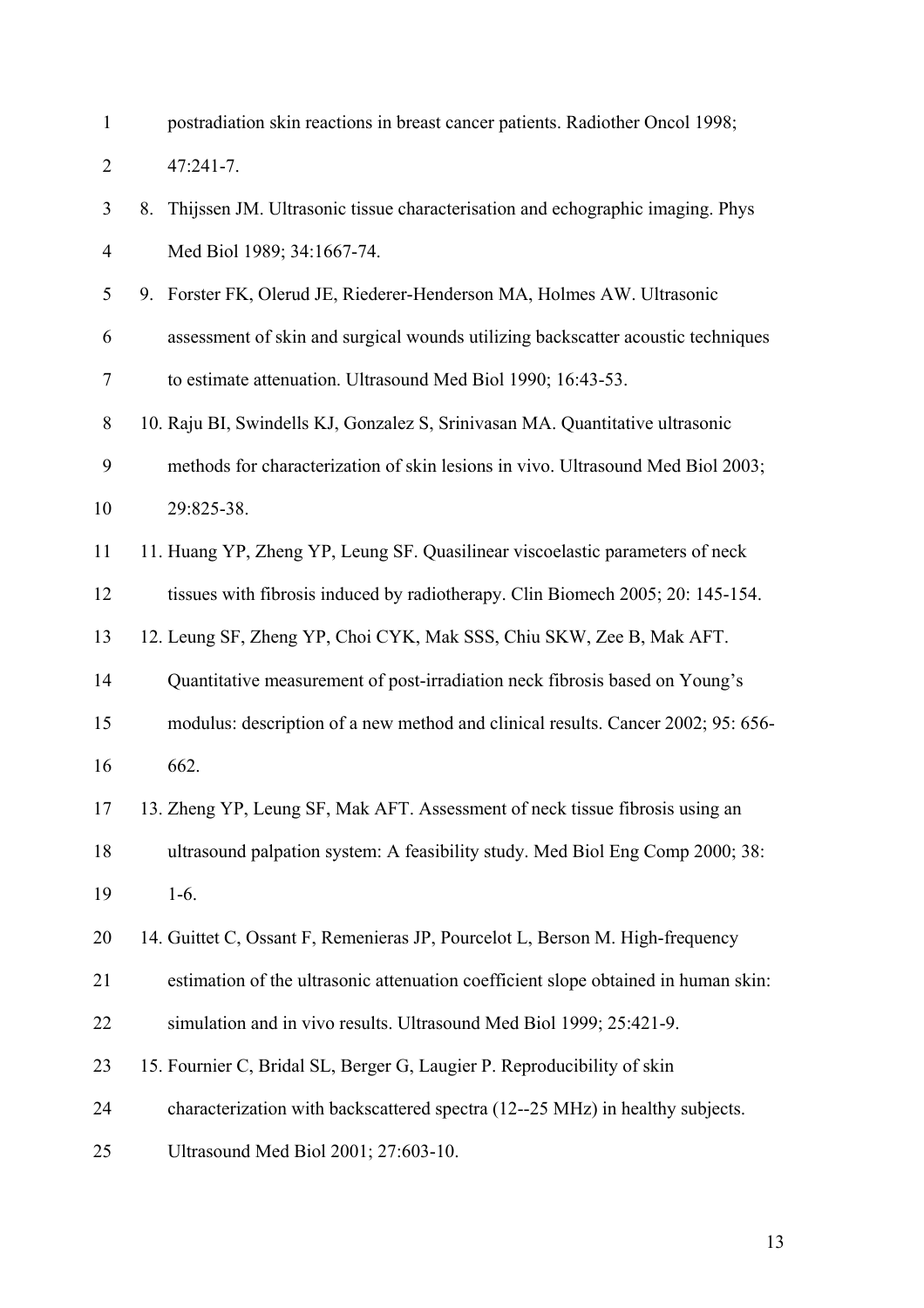postradiation skin reactions in breast cancer patients. Radiother Oncol 1998; 47:241-7.

8. Thijssen JM. Ultrasonic tissue characterisation and echographic imaging. Phys Med Biol 1989; 34:1667-74.
9. Forster FK, Olerud JE, Riederer-Henderson MA, Holmes AW. Ultrasonic assessment of skin and surgical wounds utilizing backscatter acoustic techniques to estimate attenuation. Ultrasound Med Biol 1990; 16:43-53.
10. Raju BI, Swindells KJ, Gonzalez S, Srinivasan MA. Quantitative ultrasonic methods for characterization of skin lesions in vivo. Ultrasound Med Biol 2003; 29:825-38.
11. Huang YP, Zheng YP, Leung SF. Quasilinear viscoelastic parameters of neck tissues with fibrosis induced by radiotherapy. Clin Biomech 2005; 20: 145-154.
12. Leung SF, Zheng YP, Choi CYK, Mak SSS, Chiu SKW, Zee B, Mak AFT. Quantitative measurement of post-irradiation neck fibrosis based on Young's modulus: description of a new method and clinical results. Cancer 2002; 95: 656-662.
13. Zheng YP, Leung SF, Mak AFT. Assessment of neck tissue fibrosis using an ultrasound palpation system: A feasibility study. Med Biol Eng Comp 2000; 38: 1-6.
14. Guittet C, Ossant F, Remenieras JP, Pourcelot L, Berson M. High-frequency estimation of the ultrasonic attenuation coefficient slope obtained in human skin: simulation and in vivo results. Ultrasound Med Biol 1999; 25:421-9.
15. Fournier C, Bridal SL, Berger G, Laugier P. Reproducibility of skin characterization with backscattered spectra (12--25 MHz) in healthy subjects. Ultrasound Med Biol 2001; 27:603-10.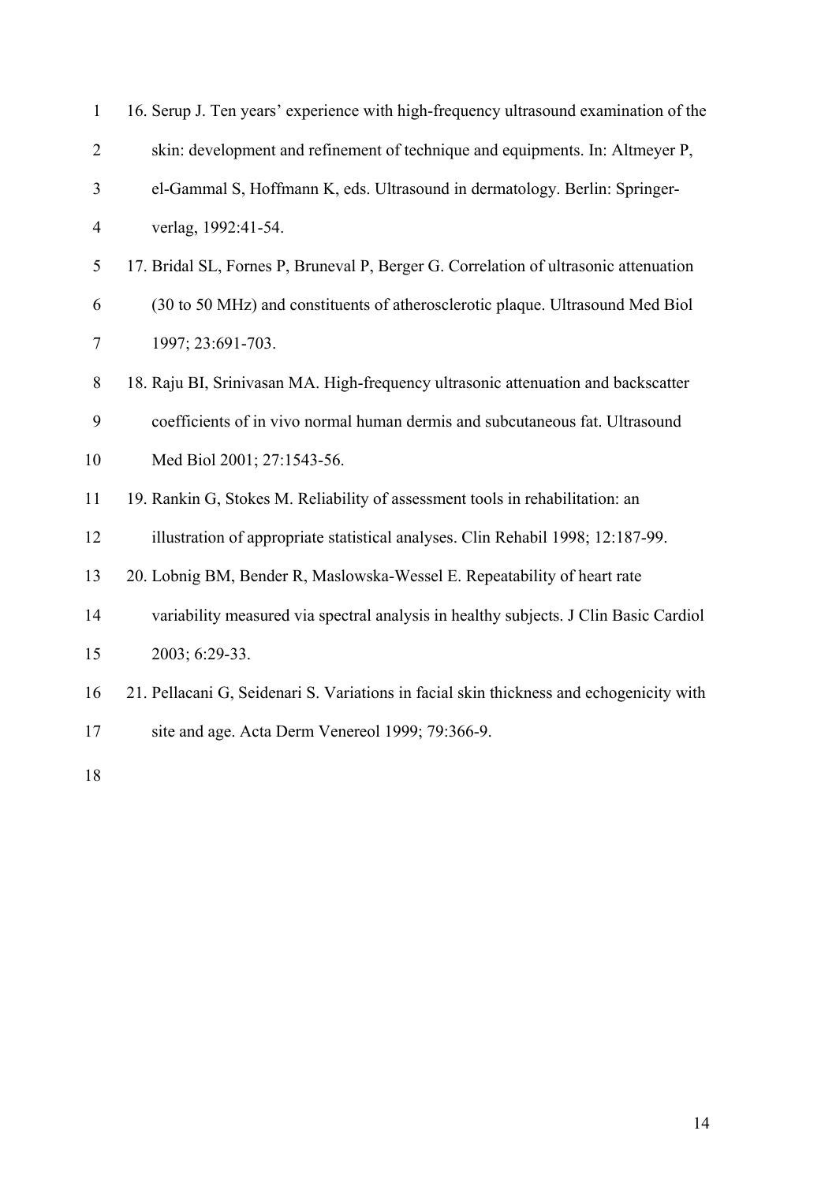16. Serup J. Ten years' experience with high-frequency ultrasound examination of the skin: development and refinement of technique and equipments. In: Altmeyer P, el-Gammal S, Hoffmann K, eds. Ultrasound in dermatology. Berlin: Springer-verlag, 1992:41-54.
17. Bridal SL, Fornes P, Bruneval P, Berger G. Correlation of ultrasonic attenuation (30 to 50 MHz) and constituents of atherosclerotic plaque. Ultrasound Med Biol 1997; 23:691-703.
18. Raju BI, Srinivasan MA. High-frequency ultrasonic attenuation and backscatter coefficients of in vivo normal human dermis and subcutaneous fat. Ultrasound Med Biol 2001; 27:1543-56.
19. Rankin G, Stokes M. Reliability of assessment tools in rehabilitation: an illustration of appropriate statistical analyses. Clin Rehabil 1998; 12:187-99.
20. Lobnig BM, Bender R, Maslowska-Wessel E. Repeatability of heart rate variability measured via spectral analysis in healthy subjects. J Clin Basic Cardiol 2003; 6:29-33.
21. Pellacani G, Seidenari S. Variations in facial skin thickness and echogenicity with site and age. Acta Derm Venereol 1999; 79:366-9.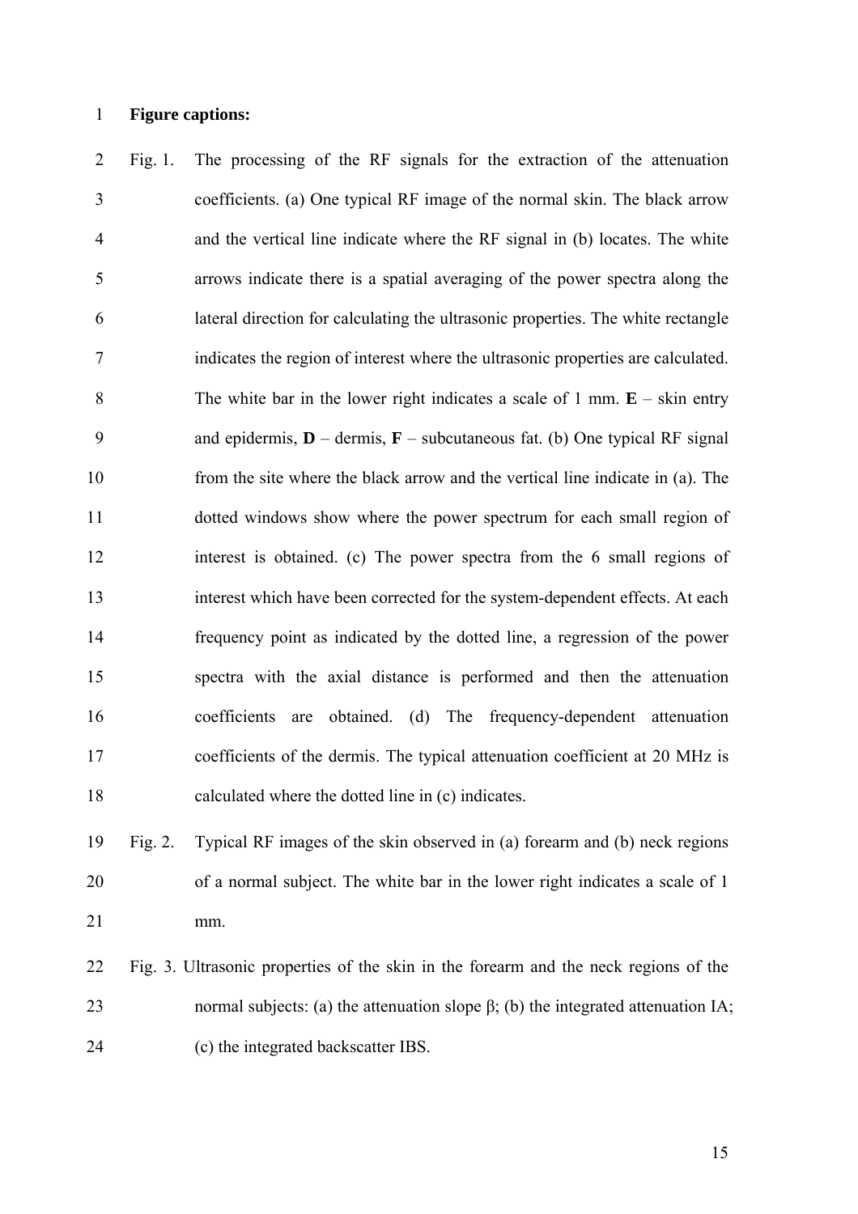**Figure captions:**

Fig. 1. The processing of the RF signals for the extraction of the attenuation coefficients. (a) One typical RF image of the normal skin. The black arrow and the vertical line indicate where the RF signal in (b) locates. The white arrows indicate there is a spatial averaging of the power spectra along the lateral direction for calculating the ultrasonic properties. The white rectangle indicates the region of interest where the ultrasonic properties are calculated. The white bar in the lower right indicates a scale of 1 mm. **E** – skin entry and epidermis, **D** – dermis, **F** – subcutaneous fat. (b) One typical RF signal from the site where the black arrow and the vertical line indicate in (a). The dotted windows show where the power spectrum for each small region of interest is obtained. (c) The power spectra from the 6 small regions of interest which have been corrected for the system-dependent effects. At each frequency point as indicated by the dotted line, a regression of the power spectra with the axial distance is performed and then the attenuation coefficients are obtained. (d) The frequency-dependent attenuation coefficients of the dermis. The typical attenuation coefficient at 20 MHz is calculated where the dotted line in (c) indicates.

Fig. 2. Typical RF images of the skin observed in (a) forearm and (b) neck regions of a normal subject. The white bar in the lower right indicates a scale of 1 mm.

Fig. 3. Ultrasonic properties of the skin in the forearm and the neck regions of the normal subjects: (a) the attenuation slope $\beta$; (b) the integrated attenuation IA; (c) the integrated backscatter IBS.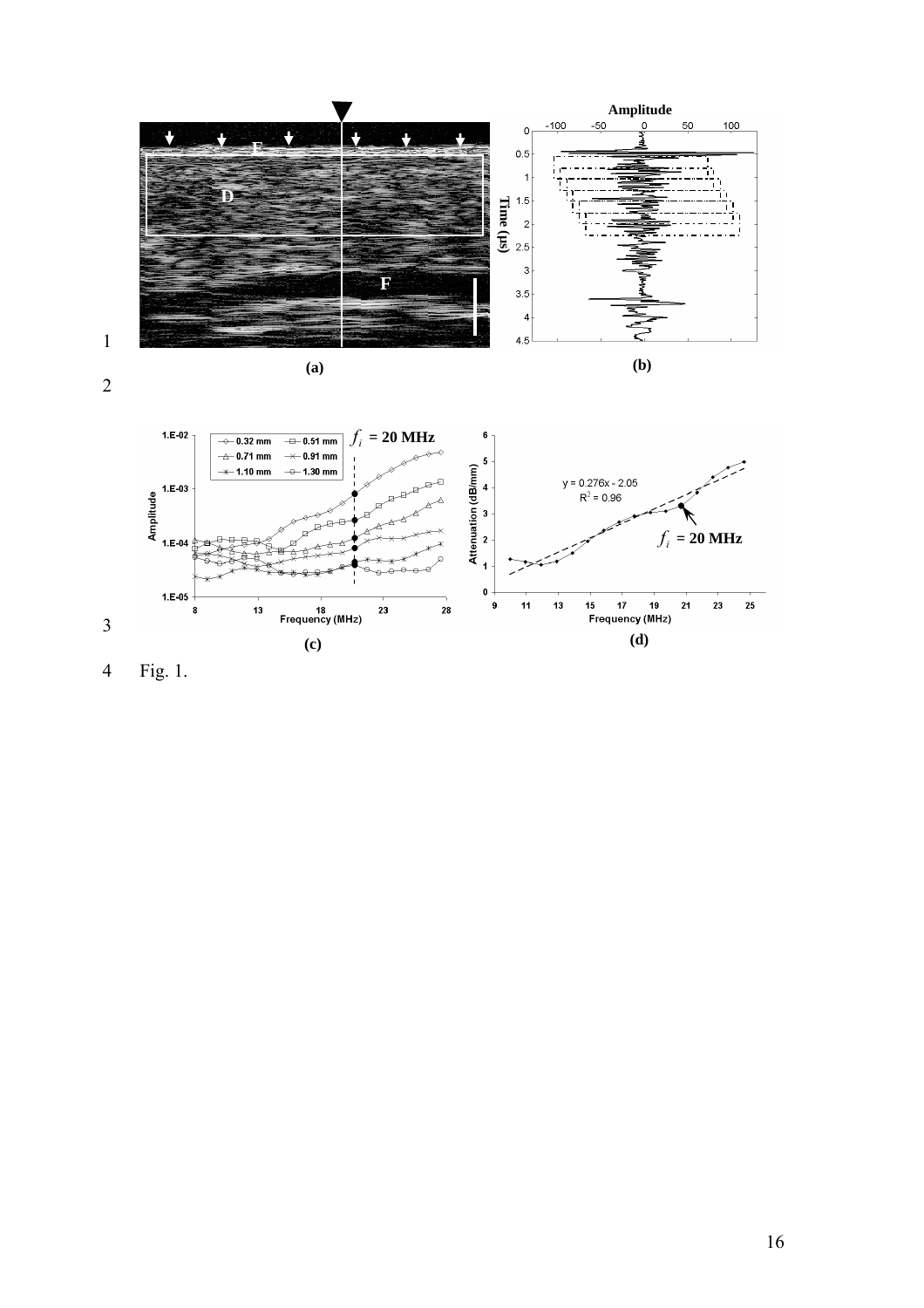(a)

(b)

(c)

(d)

Fig. 1.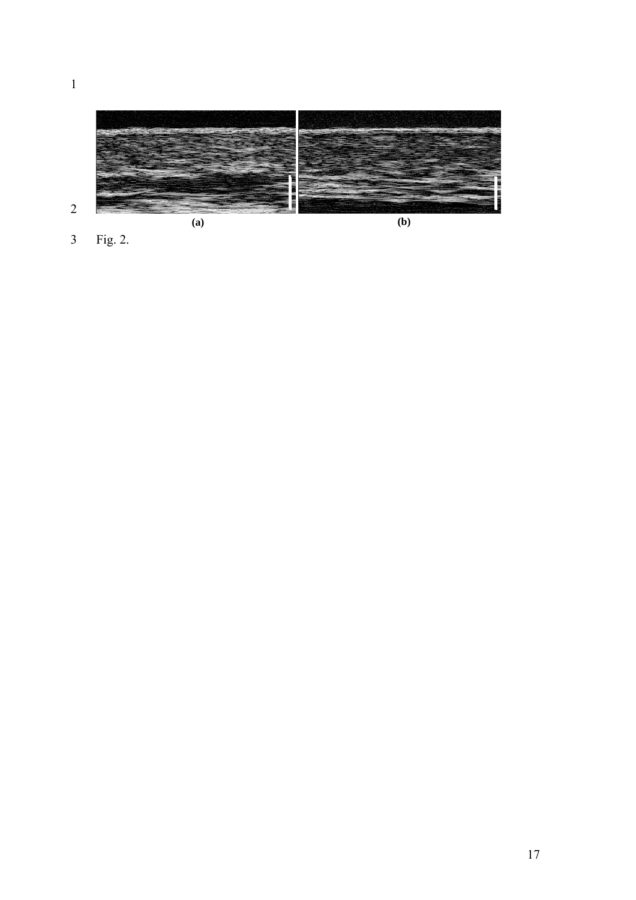(a)

(b)

Fig. 2.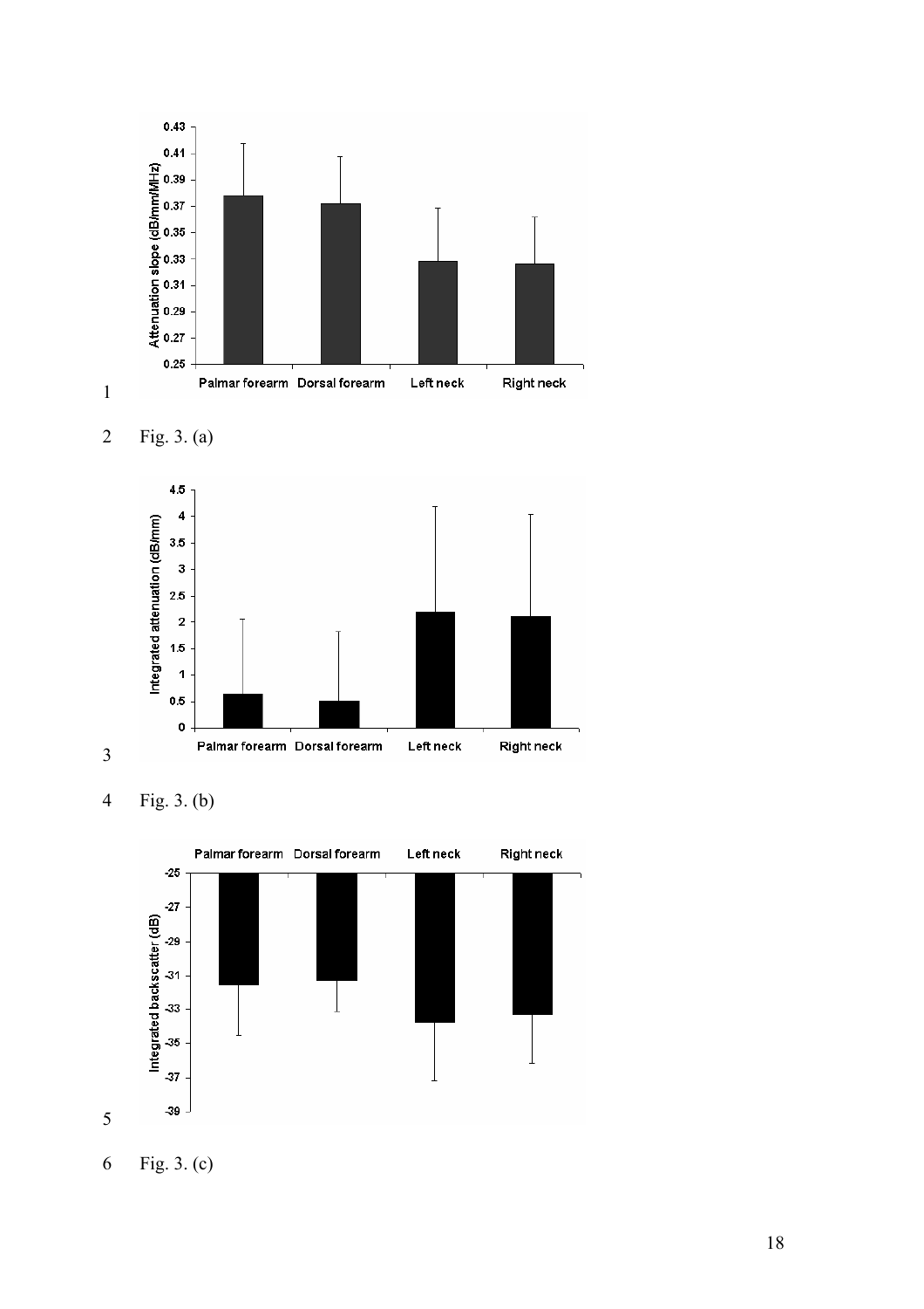Attenuation slope (dB/mm/MHz)

0.43
0.41
0.39
0.37
0.35
0.33
0.31
0.29
0.27
0.25

Palmar forearm Dorsal forearm Left neck Right neck

Fig. 3. (a)

Integrated attenuation (dB/mm)

4.5
4
3.5
3
2.5
2
1.5
1
0.5
0

Palmar forearm Dorsal forearm Left neck Right neck

Fig. 3. (b)

Palmar forearm Dorsal forearm Left neck Right neck

Integrated backscatter (dB)

-25
-27
-29
-31
-33
-35
-37
-39

Fig. 3. (c)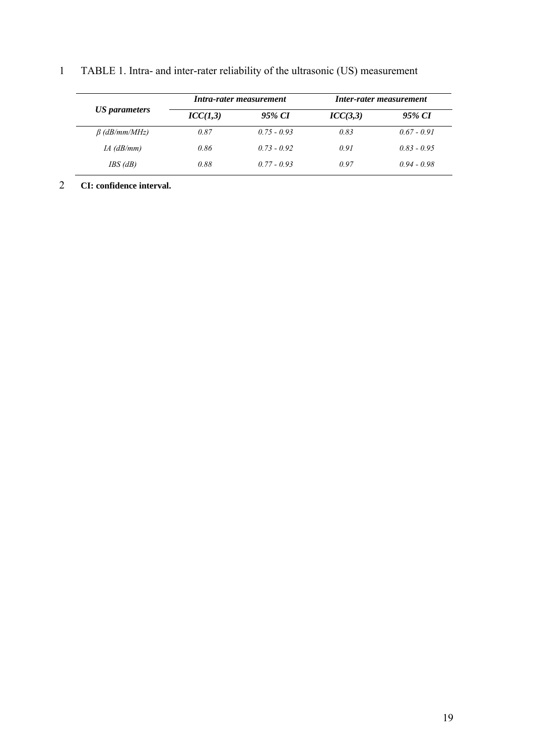TABLE 1. Intra- and inter-rater reliability of the ultrasonic (US) measurement

| ***US parameters*** | ***Intra-rater measurement*** | | ***Inter-rater measurement*** | |
|---|---|---|---|---|
| | ***ICC(1,3)*** | ***95% CI*** | ***ICC(3,3)*** | ***95% CI*** |
| *$\beta$ (dB/mm/MHz)* | *0.87* | *0.75 - 0.93* | *0.83* | *0.67 - 0.91* |
| *IA (dB/mm)* | *0.86* | *0.73 - 0.92* | *0.91* | *0.83 - 0.95* |
| *IBS (dB)* | *0.88* | *0.77 - 0.93* | *0.97* | *0.94 - 0.98* |

**CI: confidence interval.**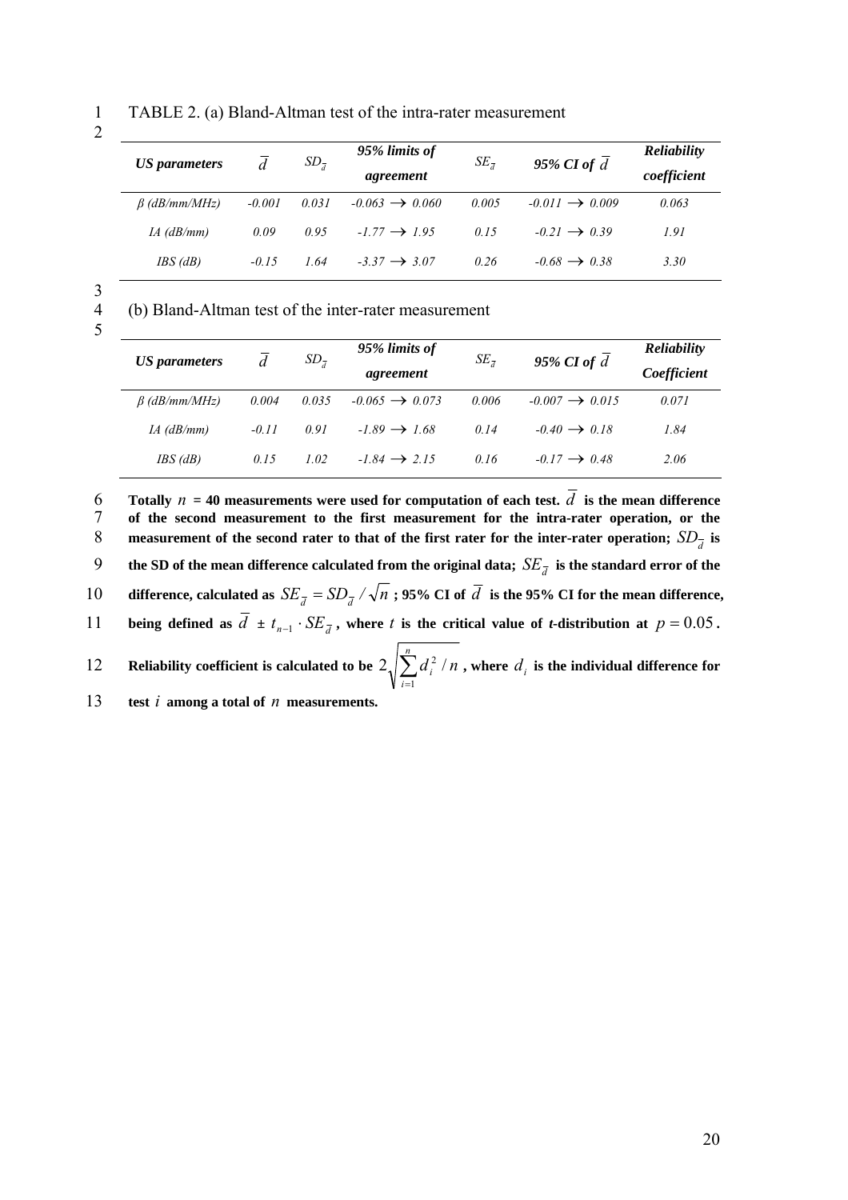TABLE 2. (a) Bland-Altman test of the intra-rater measurement

| *US parameters* | $\overline{d}$ | $SD_{\overline{d}}$ | *95% limits of agreement* | $SE_{\overline{d}}$ | *95% CI of* $\overline{d}$ | *Reliability coefficient* |
|---|---|---|---|---|---|---|
| *β (dB/mm/MHz)* | *-0.001* | *0.031* | *-0.063 → 0.060* | *0.005* | *-0.011 → 0.009* | *0.063* |
| *IA (dB/mm)* | *0.09* | *0.95* | *-1.77 → 1.95* | *0.15* | *-0.21 → 0.39* | *1.91* |
| *IBS (dB)* | *-0.15* | *1.64* | *-3.37 → 3.07* | *0.26* | *-0.68 → 0.38* | *3.30* |

(b) Bland-Altman test of the inter-rater measurement

| *US parameters* | $\overline{d}$ | $SD_{\overline{d}}$ | *95% limits of agreement* | $SE_{\overline{d}}$ | *95% CI of* $\overline{d}$ | *Reliability Coefficient* |
|---|---|---|---|---|---|---|
| *β (dB/mm/MHz)* | *0.004* | *0.035* | *-0.065 → 0.073* | *0.006* | *-0.007 → 0.015* | *0.071* |
| *IA (dB/mm)* | *-0.11* | *0.91* | *-1.89 → 1.68* | *0.14* | *-0.40 → 0.18* | *1.84* |
| *IBS (dB)* | *0.15* | *1.02* | *-1.84 → 2.15* | *0.16* | *-0.17 → 0.48* | *2.06* |

**Totally $n$ = 40 measurements were used for computation of each test. $\overline{d}$ is the mean difference of the second measurement to the first measurement for the intra-rater operation, or the measurement of the second rater to that of the first rater for the inter-rater operation; $SD_{\overline{d}}$ is the SD of the mean difference calculated from the original data; $SE_{\overline{d}}$ is the standard error of the difference, calculated as $SE_{\overline{d}} = SD_{\overline{d}} / \sqrt{n}$ ; 95% CI of $\overline{d}$ is the 95% CI for the mean difference, being defined as $\overline{d} \pm t_{n-1} \cdot SE_{\overline{d}}$ , where $t$ is the critical value of *t*-distribution at $p = 0.05$. Reliability coefficient is calculated to be $2\sqrt{\sum_{i=1}^{n} d_i^2 / n}$ , where $d_i$ is the individual difference for test $i$ among a total of $n$ measurements.**